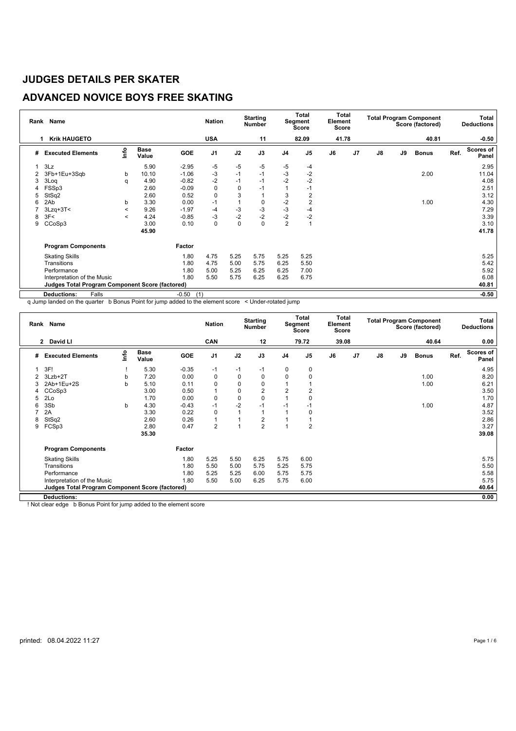# JUDGES DETAILS PER SKATER

## ADVANCED NOVICE BOYS FREE SKATING

| Rank | Name | Nation | Starting Number | Total Segment Score | Total Element Score | Total Program Component Score (factored) | Total Deductions |
|---|---|---|---|---|---|---|---|
| 1 | Krik HAUGETO | USA | 11 | 82.09 | 41.78 | 40.81 | -0.50 |

| # | Executed Elements | Info | Base Value | GOE | J1 | J2 | J3 | J4 | J5 | J6 | J7 | J8 | J9 | Bonus | Ref. | Scores of Panel |
|---|---|---|---|---|---|---|---|---|---|---|---|---|---|---|---|---|
| 1 | 3Lz | | 5.90 | -2.95 | -5 | -5 | -5 | -5 | -4 | | | | | | | 2.95 |
| 2 | 3Fb+1Eu+3Sqb | b | 10.10 | -1.06 | -3 | -1 | -1 | -3 | -2 | | | | | 2.00 | | 11.04 |
| 3 | 3Loq | q | 4.90 | -0.82 | -2 | -1 | -1 | -2 | -2 | | | | | | | 4.08 |
| 4 | FSSp3 | | 2.60 | -0.09 | 0 | 0 | -1 | 1 | -1 | | | | | | | 2.51 |
| 5 | StSq2 | | 2.60 | 0.52 | 0 | 3 | 1 | 3 | 2 | | | | | | | 3.12 |
| 6 | 2Ab | b | 3.30 | 0.00 | -1 | 1 | 0 | -2 | 2 | | | | | 1.00 | | 4.30 |
| 7 | 3Lzq+3T< | < | 9.26 | -1.97 | -4 | -3 | -3 | -3 | -4 | | | | | | | 7.29 |
| 8 | 3F< | < | 4.24 | -0.85 | -3 | -2 | -2 | -2 | -2 | | | | | | | 3.39 |
| 9 | CCoSp3 | | 3.00 | 0.10 | 0 | 0 | 0 | 2 | 1 | | | | | | | 3.10 |
| | | | 45.90 | | | | | | | | | | | | | 41.78 |

| Program Components | Factor | J1 | J2 | J3 | J4 | J5 | J6 | J7 | J8 | J9 | Scores of Panel |
|---|---|---|---|---|---|---|---|---|---|---|---|
| Skating Skills | 1.80 | 4.75 | 5.25 | 5.75 | 5.25 | 5.25 | | | | | 5.25 |
| Transitions | 1.80 | 4.75 | 5.00 | 5.75 | 6.25 | 5.50 | | | | | 5.42 |
| Performance | 1.80 | 5.00 | 5.25 | 6.25 | 6.25 | 7.00 | | | | | 5.92 |
| Interpretation of the Music | 1.80 | 5.50 | 5.75 | 6.25 | 6.25 | 6.75 | | | | | 6.08 |
| Judges Total Program Component Score (factored) | | | | | | | | | | | 40.81 |

**Deductions:** Falls -0.50 (1) **-0.50**

q Jump landed on the quarter b Bonus Point for jump added to the element score < Under-rotated jump

| Rank | Name | Nation | Starting Number | Total Segment Score | Total Element Score | Total Program Component Score (factored) | Total Deductions |
|---|---|---|---|---|---|---|---|
| 2 | David LI | CAN | 12 | 79.72 | 39.08 | 40.64 | 0.00 |

| # | Executed Elements | Info | Base Value | GOE | J1 | J2 | J3 | J4 | J5 | J6 | J7 | J8 | J9 | Bonus | Ref. | Scores of Panel |
|---|---|---|---|---|---|---|---|---|---|---|---|---|---|---|---|---|
| 1 | 3F! | ! | 5.30 | -0.35 | -1 | -1 | -1 | 0 | 0 | | | | | | | 4.95 |
| 2 | 3Lzb+2T | b | 7.20 | 0.00 | 0 | 0 | 0 | 0 | 0 | | | | | 1.00 | | 8.20 |
| 3 | 2Ab+1Eu+2S | b | 5.10 | 0.11 | 0 | 0 | 0 | 1 | 1 | | | | | 1.00 | | 6.21 |
| 4 | CCoSp3 | | 3.00 | 0.50 | 1 | 0 | 2 | 2 | 2 | | | | | | | 3.50 |
| 5 | 2Lo | | 1.70 | 0.00 | 0 | 0 | 0 | 1 | 0 | | | | | | | 1.70 |
| 6 | 3Sb | b | 4.30 | -0.43 | -1 | -2 | -1 | -1 | -1 | | | | | 1.00 | | 4.87 |
| 7 | 2A | | 3.30 | 0.22 | 0 | 1 | 1 | 1 | 0 | | | | | | | 3.52 |
| 8 | StSq2 | | 2.60 | 0.26 | 1 | 1 | 2 | 1 | 1 | | | | | | | 2.86 |
| 9 | FCSp3 | | 2.80 | 0.47 | 2 | 1 | 2 | 1 | 2 | | | | | | | 3.27 |
| | | | 35.30 | | | | | | | | | | | | | 39.08 |

| Program Components | Factor | J1 | J2 | J3 | J4 | J5 | J6 | J7 | J8 | J9 | Scores of Panel |
|---|---|---|---|---|---|---|---|---|---|---|---|
| Skating Skills | 1.80 | 5.25 | 5.50 | 6.25 | 5.75 | 6.00 | | | | | 5.75 |
| Transitions | 1.80 | 5.50 | 5.00 | 5.75 | 5.25 | 5.75 | | | | | 5.50 |
| Performance | 1.80 | 5.25 | 5.25 | 6.00 | 5.75 | 5.75 | | | | | 5.58 |
| Interpretation of the Music | 1.80 | 5.50 | 5.00 | 6.25 | 5.75 | 6.00 | | | | | 5.75 |
| Judges Total Program Component Score (factored) | | | | | | | | | | | 40.64 |

**Deductions:** **0.00**

! Not clear edge b Bonus Point for jump added to the element score

printed: 08.04.2022 11:27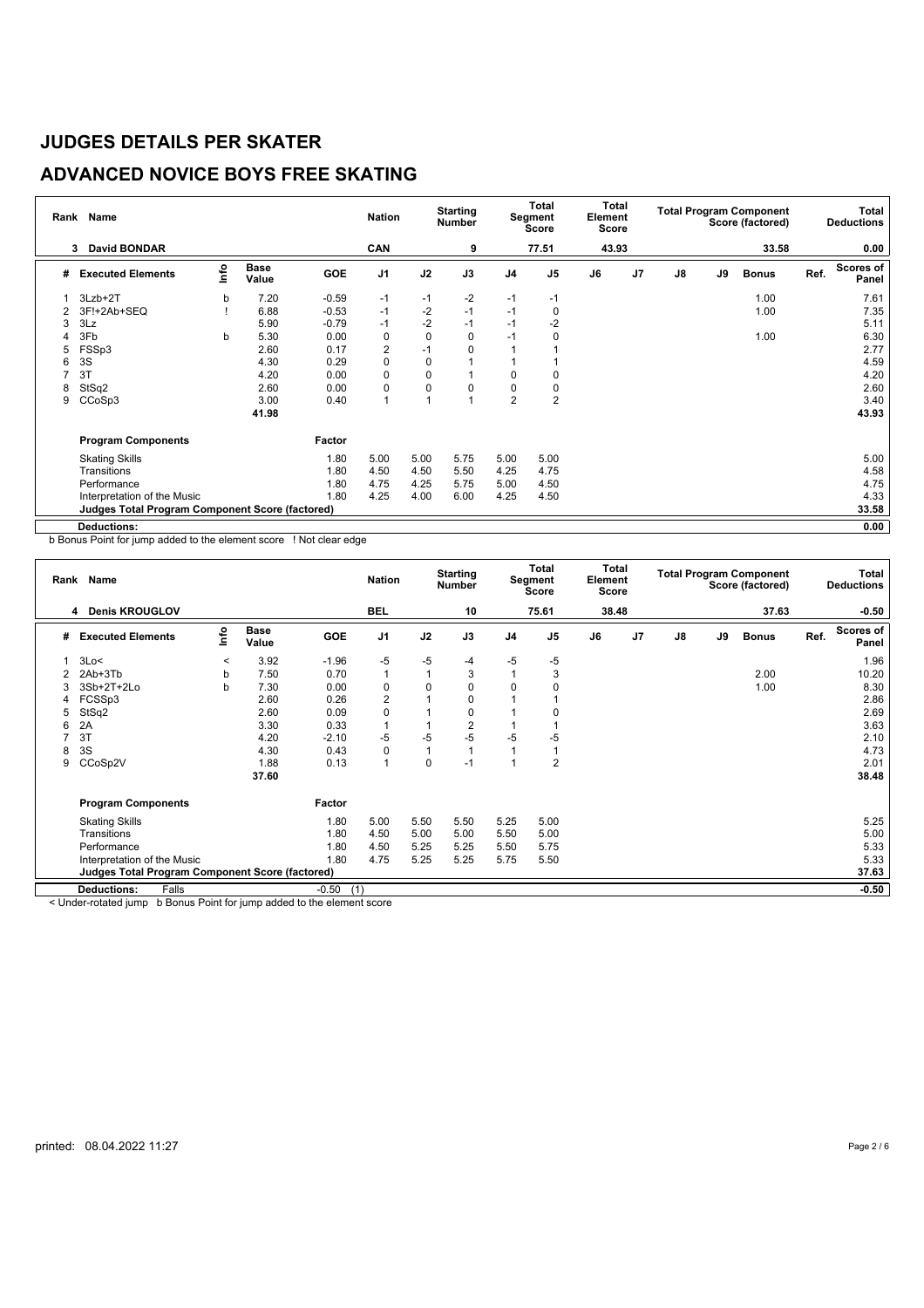# JUDGES DETAILS PER SKATER

## ADVANCED NOVICE BOYS FREE SKATING

| Rank | Name | | | | Nation | | Starting Number | | Total Segment Score | | Total Element Score | | | Total Program Component Score (factored) | | | Total Deductions |
|---|---|---|---|---|---|---|---|---|---|---|---|---|---|---|---|---|---|
| 3 | David BONDAR | | | | CAN | | 9 | | 77.51 | | 43.93 | | | 33.58 | | | 0.00 |

| # | Executed Elements | Info | Base Value | GOE | J1 | J2 | J3 | J4 | J5 | J6 | J7 | J8 | J9 | Bonus | Ref. | Scores of Panel |
|---|---|---|---|---|---|---|---|---|---|---|---|---|---|---|---|---|
| 1 | 3Lzb+2T | b | 7.20 | -0.59 | -1 | -1 | -2 | -1 | -1 | | | | | 1.00 | | 7.61 |
| 2 | 3F!+2Ab+SEQ | ! | 6.88 | -0.53 | -1 | -2 | -1 | -1 | 0 | | | | | 1.00 | | 7.35 |
| 3 | 3Lz | | 5.90 | -0.79 | -1 | -2 | -1 | -1 | -2 | | | | | | | 5.11 |
| 4 | 3Fb | b | 5.30 | 0.00 | 0 | 0 | 0 | -1 | 0 | | | | | 1.00 | | 6.30 |
| 5 | FSSp3 | | 2.60 | 0.17 | 2 | -1 | 0 | 1 | 1 | | | | | | | 2.77 |
| 6 | 3S | | 4.30 | 0.29 | 0 | 0 | 1 | 1 | 1 | | | | | | | 4.59 |
| 7 | 3T | | 4.20 | 0.00 | 0 | 0 | 1 | 0 | 0 | | | | | | | 4.20 |
| 8 | StSq2 | | 2.60 | 0.00 | 0 | 0 | 0 | 0 | 0 | | | | | | | 2.60 |
| 9 | CCoSp3 | | 3.00 | 0.40 | 1 | 1 | 1 | 2 | 2 | | | | | | | 3.40 |
| | | | 41.98 | | | | | | | | | | | | | 43.93 |
| | **Program Components** | | | Factor | | | | | | | | | | | | |
| | Skating Skills | | | 1.80 | 5.00 | 5.00 | 5.75 | 5.00 | 5.00 | | | | | | | 5.00 |
| | Transitions | | | 1.80 | 4.50 | 4.50 | 5.50 | 4.25 | 4.75 | | | | | | | 4.58 |
| | Performance | | | 1.80 | 4.75 | 4.25 | 5.75 | 5.00 | 4.50 | | | | | | | 4.75 |
| | Interpretation of the Music | | | 1.80 | 4.25 | 4.00 | 6.00 | 4.25 | 4.50 | | | | | | | 4.33 |
| | **Judges Total Program Component Score (factored)** | | | | | | | | | | | | | | | 33.58 |
| | **Deductions:** | | | | | | | | | | | | | | | 0.00 |

b Bonus Point for jump added to the element score ! Not clear edge

| Rank | Name | | | | Nation | | Starting Number | | Total Segment Score | | Total Element Score | | | Total Program Component Score (factored) | | | Total Deductions |
|---|---|---|---|---|---|---|---|---|---|---|---|---|---|---|---|---|---|
| 4 | Denis KROUGLOV | | | | BEL | | 10 | | 75.61 | | 38.48 | | | 37.63 | | | -0.50 |

| # | Executed Elements | Info | Base Value | GOE | J1 | J2 | J3 | J4 | J5 | J6 | J7 | J8 | J9 | Bonus | Ref. | Scores of Panel |
|---|---|---|---|---|---|---|---|---|---|---|---|---|---|---|---|---|
| 1 | 3Lo< | < | 3.92 | -1.96 | -5 | -5 | -4 | -5 | -5 | | | | | | | 1.96 |
| 2 | 2Ab+3Tb | b | 7.50 | 0.70 | 1 | 1 | 3 | 1 | 3 | | | | | 2.00 | | 10.20 |
| 3 | 3Sb+2T+2Lo | b | 7.30 | 0.00 | 0 | 0 | 0 | 0 | 0 | | | | | 1.00 | | 8.30 |
| 4 | FCSSp3 | | 2.60 | 0.26 | 2 | 1 | 0 | 1 | 1 | | | | | | | 2.86 |
| 5 | StSq2 | | 2.60 | 0.09 | 0 | 1 | 0 | 1 | 0 | | | | | | | 2.69 |
| 6 | 2A | | 3.30 | 0.33 | 1 | 1 | 2 | 1 | 1 | | | | | | | 3.63 |
| 7 | 3T | | 4.20 | -2.10 | -5 | -5 | -5 | -5 | -5 | | | | | | | 2.10 |
| 8 | 3S | | 4.30 | 0.43 | 0 | 1 | 1 | 1 | 1 | | | | | | | 4.73 |
| 9 | CCoSp2V | | 1.88 | 0.13 | 1 | 0 | -1 | 1 | 2 | | | | | | | 2.01 |
| | | | 37.60 | | | | | | | | | | | | | 38.48 |
| | **Program Components** | | | Factor | | | | | | | | | | | | |
| | Skating Skills | | | 1.80 | 5.00 | 5.50 | 5.50 | 5.25 | 5.00 | | | | | | | 5.25 |
| | Transitions | | | 1.80 | 4.50 | 5.00 | 5.00 | 5.50 | 5.00 | | | | | | | 5.00 |
| | Performance | | | 1.80 | 4.50 | 5.25 | 5.25 | 5.50 | 5.75 | | | | | | | 5.33 |
| | Interpretation of the Music | | | 1.80 | 4.75 | 5.25 | 5.25 | 5.75 | 5.50 | | | | | | | 5.33 |
| | **Judges Total Program Component Score (factored)** | | | | | | | | | | | | | | | 37.63 |
| | **Deductions:** Falls | | | -0.50 (1) | | | | | | | | | | | | -0.50 |

< Under-rotated jump b Bonus Point for jump added to the element score

printed: 08.04.2022 11:27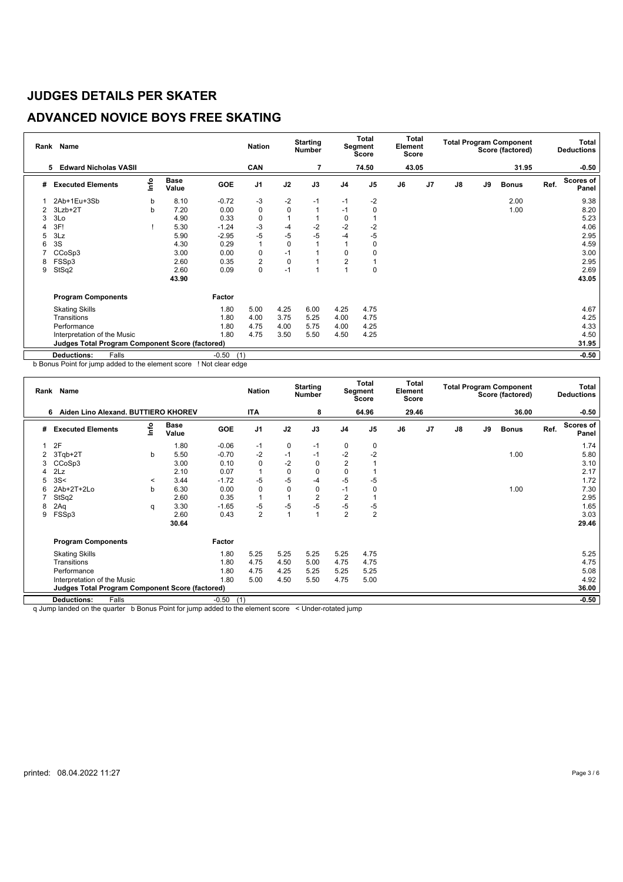# JUDGES DETAILS PER SKATER

## ADVANCED NOVICE BOYS FREE SKATING

| Rank | Name | | | | Nation | | Starting Number | | Total Segment Score | Total Element Score | | | | Total Program Component Score (factored) | | Total Deductions |
|---|---|---|---|---|---|---|---|---|---|---|---|---|---|---|---|---|
| 5 | Edward Nicholas VASII | | | | CAN | | 7 | | 74.50 | 43.05 | | | | 31.95 | | -0.50 |

| # | Executed Elements | Info | Base Value | GOE | J1 | J2 | J3 | J4 | J5 | J6 | J7 | J8 | J9 | Bonus | Ref. | Scores of Panel |
|---|---|---|---|---|---|---|---|---|---|---|---|---|---|---|---|---|
| 1 | 2Ab+1Eu+3Sb | b | 8.10 | -0.72 | -3 | -2 | -1 | -1 | -2 | | | | | 2.00 | | 9.38 |
| 2 | 3Lzb+2T | b | 7.20 | 0.00 | 0 | 0 | 1 | -1 | 0 | | | | | 1.00 | | 8.20 |
| 3 | 3Lo | | 4.90 | 0.33 | 0 | 1 | 1 | 0 | 1 | | | | | | | 5.23 |
| 4 | 3F! | ! | 5.30 | -1.24 | -3 | -4 | -2 | -2 | -2 | | | | | | | 4.06 |
| 5 | 3Lz | | 5.90 | -2.95 | -5 | -5 | -5 | -4 | -5 | | | | | | | 2.95 |
| 6 | 3S | | 4.30 | 0.29 | 1 | 0 | 1 | 1 | 0 | | | | | | | 4.59 |
| 7 | CCoSp3 | | 3.00 | 0.00 | 0 | -1 | 1 | 0 | 0 | | | | | | | 3.00 |
| 8 | FSSp3 | | 2.60 | 0.35 | 2 | 0 | 1 | 2 | 1 | | | | | | | 2.95 |
| 9 | StSq2 | | 2.60 | 0.09 | 0 | -1 | 1 | 1 | 0 | | | | | | | 2.69 |
| | | | 43.90 | | | | | | | | | | | | | 43.05 |

| Program Components | Factor | J1 | J2 | J3 | J4 | J5 | J6 | J7 | J8 | J9 | Scores of Panel |
|---|---|---|---|---|---|---|---|---|---|---|---|
| Skating Skills | 1.80 | 5.00 | 4.25 | 6.00 | 4.25 | 4.75 | | | | | 4.67 |
| Transitions | 1.80 | 4.00 | 3.75 | 5.25 | 4.00 | 4.75 | | | | | 4.25 |
| Performance | 1.80 | 4.75 | 4.00 | 5.75 | 4.00 | 4.25 | | | | | 4.33 |
| Interpretation of the Music | 1.80 | 4.75 | 3.50 | 5.50 | 4.50 | 4.25 | | | | | 4.50 |
| **Judges Total Program Component Score (factored)** | | | | | | | | | | | 31.95 |
| **Deductions:** Falls | -0.50 (1) | | | | | | | | | | -0.50 |

b Bonus Point for jump added to the element score ! Not clear edge

| Rank | Name | | | | Nation | | Starting Number | | Total Segment Score | Total Element Score | | | | Total Program Component Score (factored) | | Total Deductions |
|---|---|---|---|---|---|---|---|---|---|---|---|---|---|---|---|---|
| 6 | Aiden Lino Alexand. BUTTIERO KHOREV | | | | ITA | | 8 | | 64.96 | 29.46 | | | | 36.00 | | -0.50 |

| # | Executed Elements | Info | Base Value | GOE | J1 | J2 | J3 | J4 | J5 | J6 | J7 | J8 | J9 | Bonus | Ref. | Scores of Panel |
|---|---|---|---|---|---|---|---|---|---|---|---|---|---|---|---|---|
| 1 | 2F | | 1.80 | -0.06 | -1 | 0 | -1 | 0 | 0 | | | | | | | 1.74 |
| 2 | 3Tqb+2T | b | 5.50 | -0.70 | -2 | -1 | -1 | -2 | -2 | | | | | 1.00 | | 5.80 |
| 3 | CCoSp3 | | 3.00 | 0.10 | 0 | -2 | 0 | 2 | 1 | | | | | | | 3.10 |
| 4 | 2Lz | | 2.10 | 0.07 | 1 | 0 | 0 | 0 | 1 | | | | | | | 2.17 |
| 5 | 3S< | < | 3.44 | -1.72 | -5 | -5 | -4 | -5 | -5 | | | | | | | 1.72 |
| 6 | 2Ab+2T+2Lo | b | 6.30 | 0.00 | 0 | 0 | 0 | -1 | 0 | | | | | 1.00 | | 7.30 |
| 7 | StSq2 | | 2.60 | 0.35 | 1 | 1 | 2 | 2 | 1 | | | | | | | 2.95 |
| 8 | 2Aq | q | 3.30 | -1.65 | -5 | -5 | -5 | -5 | -5 | | | | | | | 1.65 |
| 9 | FSSp3 | | 2.60 | 0.43 | 2 | 1 | 1 | 2 | 2 | | | | | | | 3.03 |
| | | | 30.64 | | | | | | | | | | | | | 29.46 |

| Program Components | Factor | J1 | J2 | J3 | J4 | J5 | J6 | J7 | J8 | J9 | Scores of Panel |
|---|---|---|---|---|---|---|---|---|---|---|---|
| Skating Skills | 1.80 | 5.25 | 5.25 | 5.25 | 5.25 | 4.75 | | | | | 5.25 |
| Transitions | 1.80 | 4.75 | 4.50 | 5.00 | 4.75 | 4.75 | | | | | 4.75 |
| Performance | 1.80 | 4.75 | 4.25 | 5.25 | 5.25 | 5.25 | | | | | 5.08 |
| Interpretation of the Music | 1.80 | 5.00 | 4.50 | 5.50 | 4.75 | 5.00 | | | | | 4.92 |
| **Judges Total Program Component Score (factored)** | | | | | | | | | | | 36.00 |
| **Deductions:** Falls | -0.50 (1) | | | | | | | | | | -0.50 |

q Jump landed on the quarter b Bonus Point for jump added to the element score < Under-rotated jump

printed: 08.04.2022 11:27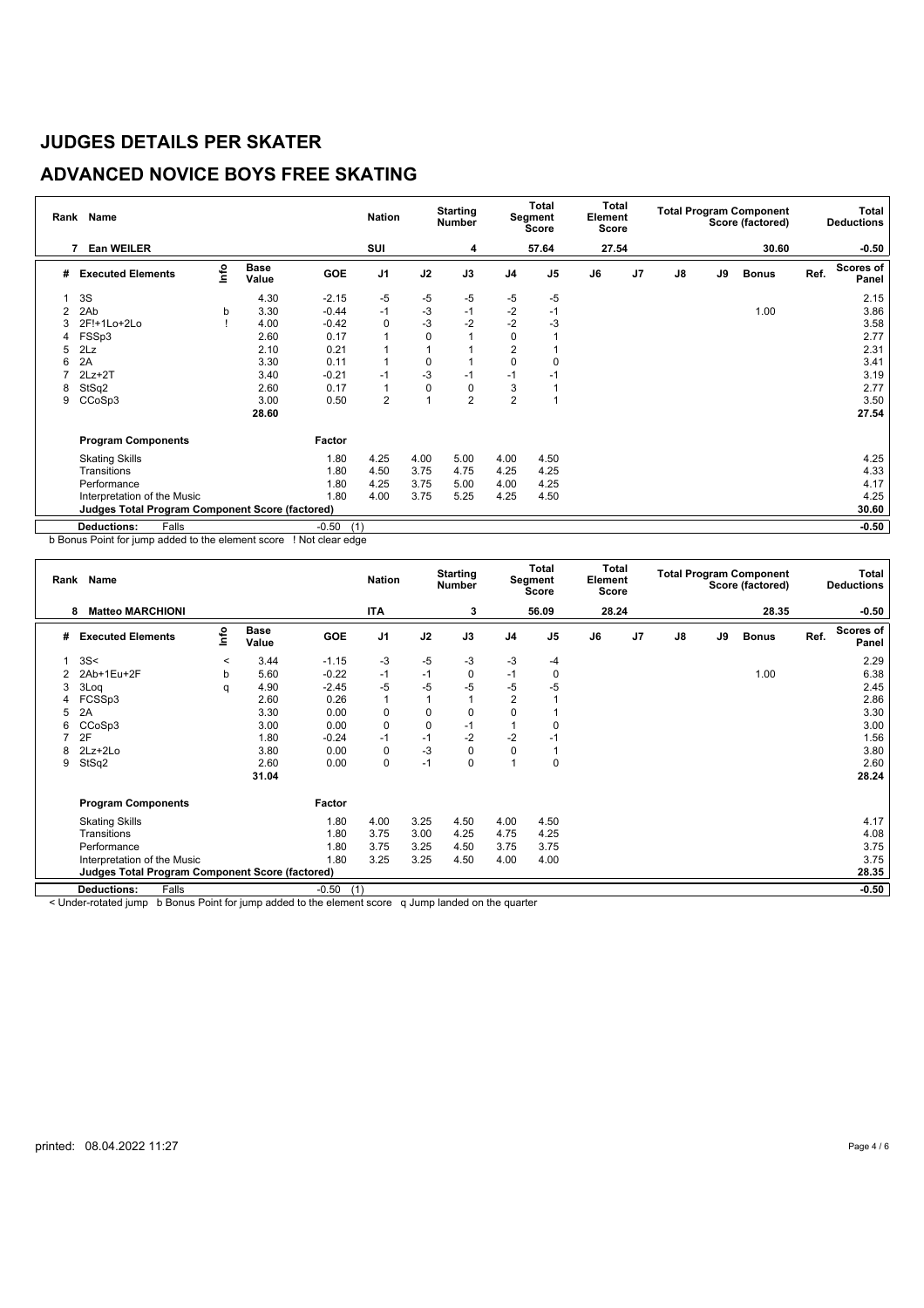# JUDGES DETAILS PER SKATER

## ADVANCED NOVICE BOYS FREE SKATING

| Rank | Name | | | | Nation | | Starting Number | | Total Segment Score | | Total Element Score | | | Total Program Component Score (factored) | | | Total Deductions |
|---|---|---|---|---|---|---|---|---|---|---|---|---|---|---|---|---|---|
| 7 | Ean WEILER | | | | SUI | | 4 | | 57.64 | | 27.54 | | | | 30.60 | | -0.50 |
| # | Executed Elements | Info | Base Value | GOE | J1 | J2 | J3 | J4 | J5 | J6 | J7 | J8 | J9 | Bonus | Ref. | | Scores of Panel |
| 1 | 3S | | 4.30 | -2.15 | -5 | -5 | -5 | -5 | -5 | | | | | | | | 2.15 |
| 2 | 2Ab | b | 3.30 | -0.44 | -1 | -3 | -1 | -2 | -1 | | | | | 1.00 | | | 3.86 |
| 3 | 2F!+1Lo+2Lo | ! | 4.00 | -0.42 | 0 | -3 | -2 | -2 | -3 | | | | | | | | 3.58 |
| 4 | FSSp3 | | 2.60 | 0.17 | 1 | 0 | 1 | 0 | 1 | | | | | | | | 2.77 |
| 5 | 2Lz | | 2.10 | 0.21 | 1 | 1 | 1 | 2 | 1 | | | | | | | | 2.31 |
| 6 | 2A | | 3.30 | 0.11 | 1 | 0 | 1 | 0 | 0 | | | | | | | | 3.41 |
| 7 | 2Lz+2T | | 3.40 | -0.21 | -1 | -3 | -1 | -1 | -1 | | | | | | | | 3.19 |
| 8 | StSq2 | | 2.60 | 0.17 | 1 | 0 | 0 | 3 | 1 | | | | | | | | 2.77 |
| 9 | CCoSp3 | | 3.00 | 0.50 | 2 | 1 | 2 | 2 | 1 | | | | | | | | 3.50 |
| | | | 28.60 | | | | | | | | | | | | | | 27.54 |
| | **Program Components** | | | Factor | | | | | | | | | | | | | |
| | Skating Skills | | | 1.80 | 4.25 | 4.00 | 5.00 | 4.00 | 4.50 | | | | | | | | 4.25 |
| | Transitions | | | 1.80 | 4.50 | 3.75 | 4.75 | 4.25 | 4.25 | | | | | | | | 4.33 |
| | Performance | | | 1.80 | 4.25 | 3.75 | 5.00 | 4.00 | 4.25 | | | | | | | | 4.17 |
| | Interpretation of the Music | | | 1.80 | 4.00 | 3.75 | 5.25 | 4.25 | 4.50 | | | | | | | | 4.25 |
| | **Judges Total Program Component Score (factored)** | | | | | | | | | | | | | | | | 30.60 |
| | **Deductions:** Falls | | | -0.50 (1) | | | | | | | | | | | | | -0.50 |

b Bonus Point for jump added to the element score ! Not clear edge

| Rank | Name | | | | Nation | | Starting Number | | Total Segment Score | | Total Element Score | | | Total Program Component Score (factored) | | | Total Deductions |
|---|---|---|---|---|---|---|---|---|---|---|---|---|---|---|---|---|---|
| 8 | Matteo MARCHIONI | | | | ITA | | 3 | | 56.09 | | 28.24 | | | | 28.35 | | -0.50 |
| # | Executed Elements | Info | Base Value | GOE | J1 | J2 | J3 | J4 | J5 | J6 | J7 | J8 | J9 | Bonus | Ref. | | Scores of Panel |
| 1 | 3S< | < | 3.44 | -1.15 | -3 | -5 | -3 | -3 | -4 | | | | | | | | 2.29 |
| 2 | 2Ab+1Eu+2F | b | 5.60 | -0.22 | -1 | -1 | 0 | -1 | 0 | | | | | 1.00 | | | 6.38 |
| 3 | 3Loq | q | 4.90 | -2.45 | -5 | -5 | -5 | -5 | -5 | | | | | | | | 2.45 |
| 4 | FCSSp3 | | 2.60 | 0.26 | 1 | 1 | 1 | 2 | 1 | | | | | | | | 2.86 |
| 5 | 2A | | 3.30 | 0.00 | 0 | 0 | 0 | 0 | 1 | | | | | | | | 3.30 |
| 6 | CCoSp3 | | 3.00 | 0.00 | 0 | 0 | -1 | 1 | 0 | | | | | | | | 3.00 |
| 7 | 2F | | 1.80 | -0.24 | -1 | -1 | -2 | -2 | -1 | | | | | | | | 1.56 |
| 8 | 2Lz+2Lo | | 3.80 | 0.00 | 0 | -3 | 0 | 0 | 1 | | | | | | | | 3.80 |
| 9 | StSq2 | | 2.60 | 0.00 | 0 | -1 | 0 | 1 | 0 | | | | | | | | 2.60 |
| | | | 31.04 | | | | | | | | | | | | | | 28.24 |
| | **Program Components** | | | Factor | | | | | | | | | | | | | |
| | Skating Skills | | | 1.80 | 4.00 | 3.25 | 4.50 | 4.00 | 4.50 | | | | | | | | 4.17 |
| | Transitions | | | 1.80 | 3.75 | 3.00 | 4.25 | 4.75 | 4.25 | | | | | | | | 4.08 |
| | Performance | | | 1.80 | 3.75 | 3.25 | 4.50 | 3.75 | 3.75 | | | | | | | | 3.75 |
| | Interpretation of the Music | | | 1.80 | 3.25 | 3.25 | 4.50 | 4.00 | 4.00 | | | | | | | | 3.75 |
| | **Judges Total Program Component Score (factored)** | | | | | | | | | | | | | | | | 28.35 |
| | **Deductions:** Falls | | | -0.50 (1) | | | | | | | | | | | | | -0.50 |

< Under-rotated jump b Bonus Point for jump added to the element score q Jump landed on the quarter

printed: 08.04.2022 11:27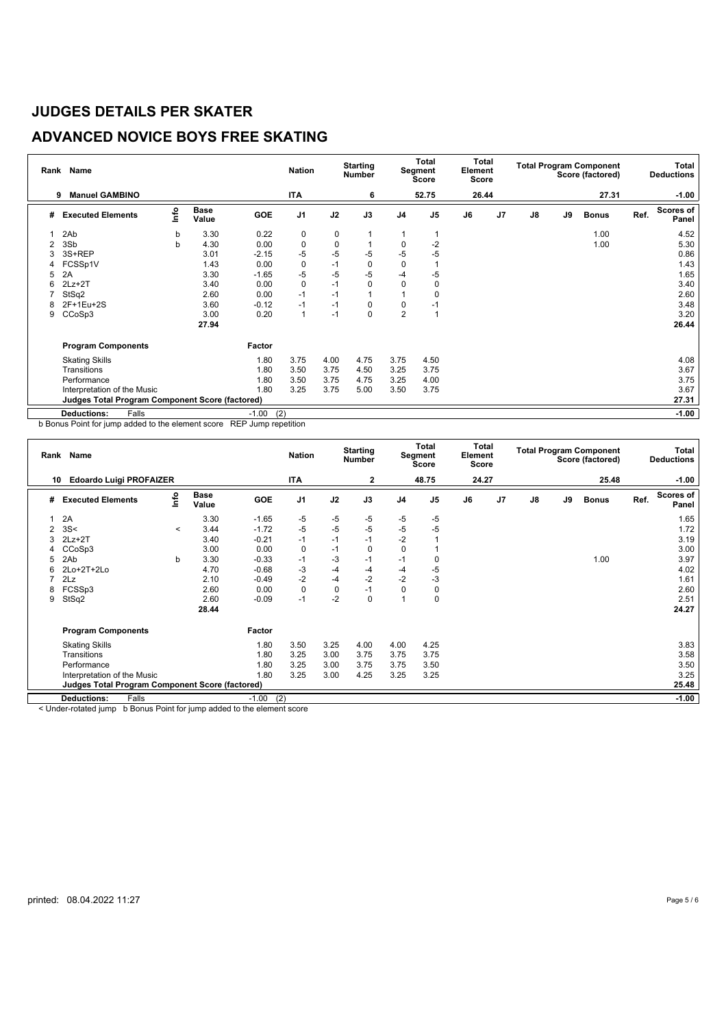# JUDGES DETAILS PER SKATER

## ADVANCED NOVICE BOYS FREE SKATING

| Rank | Name | Nation | Starting Number | Total Segment Score | Total Element Score | Total Program Component Score (factored) | Total Deductions |
|---|---|---|---|---|---|---|---|
| 9 | Manuel GAMBINO | ITA | 6 | 52.75 | 26.44 | 27.31 | -1.00 |

| # | Executed Elements | Info | Base Value | GOE | J1 | J2 | J3 | J4 | J5 | J6 | J7 | J8 | J9 | Bonus | Ref. | Scores of Panel |
|---|---|---|---|---|---|---|---|---|---|---|---|---|---|---|---|---|
| 1 | 2Ab | b | 3.30 | 0.22 | 0 | 0 | 1 | 1 | 1 | | | | | 1.00 | | 4.52 |
| 2 | 3Sb | b | 4.30 | 0.00 | 0 | 0 | 1 | 0 | -2 | | | | | 1.00 | | 5.30 |
| 3 | 3S+REP | | 3.01 | -2.15 | -5 | -5 | -5 | -5 | -5 | | | | | | | 0.86 |
| 4 | FCSSp1V | | 1.43 | 0.00 | 0 | -1 | 0 | 0 | 1 | | | | | | | 1.43 |
| 5 | 2A | | 3.30 | -1.65 | -5 | -5 | -5 | -4 | -5 | | | | | | | 1.65 |
| 6 | 2Lz+2T | | 3.40 | 0.00 | 0 | -1 | 0 | 0 | 0 | | | | | | | 3.40 |
| 7 | StSq2 | | 2.60 | 0.00 | -1 | -1 | 1 | 1 | 0 | | | | | | | 2.60 |
| 8 | 2F+1Eu+2S | | 3.60 | -0.12 | -1 | -1 | 0 | 0 | -1 | | | | | | | 3.48 |
| 9 | CCoSp3 | | 3.00 | 0.20 | 1 | -1 | 0 | 2 | 1 | | | | | | | 3.20 |
| | | | 27.94 | | | | | | | | | | | | | 26.44 |

| Program Components | Factor | J1 | J2 | J3 | J4 | J5 | J6 | J7 | J8 | J9 | | Scores of Panel |
|---|---|---|---|---|---|---|---|---|---|---|---|---|
| Skating Skills | 1.80 | 3.75 | 4.00 | 4.75 | 3.75 | 4.50 | | | | | | 4.08 |
| Transitions | 1.80 | 3.50 | 3.75 | 4.50 | 3.25 | 3.75 | | | | | | 3.67 |
| Performance | 1.80 | 3.50 | 3.75 | 4.75 | 3.25 | 4.00 | | | | | | 3.75 |
| Interpretation of the Music | 1.80 | 3.25 | 3.75 | 5.00 | 3.50 | 3.75 | | | | | | 3.67 |
| Judges Total Program Component Score (factored) | | | | | | | | | | | | 27.31 |
| Deductions: Falls | -1.00 (2) | | | | | | | | | | | -1.00 |

b Bonus Point for jump added to the element score REP Jump repetition

| Rank | Name | Nation | Starting Number | Total Segment Score | Total Element Score | Total Program Component Score (factored) | Total Deductions |
|---|---|---|---|---|---|---|---|
| 10 | Edoardo Luigi PROFAIZER | ITA | 2 | 48.75 | 24.27 | 25.48 | -1.00 |

| # | Executed Elements | Info | Base Value | GOE | J1 | J2 | J3 | J4 | J5 | J6 | J7 | J8 | J9 | Bonus | Ref. | Scores of Panel |
|---|---|---|---|---|---|---|---|---|---|---|---|---|---|---|---|---|
| 1 | 2A | | 3.30 | -1.65 | -5 | -5 | -5 | -5 | -5 | | | | | | | 1.65 |
| 2 | 3S< | < | 3.44 | -1.72 | -5 | -5 | -5 | -5 | -5 | | | | | | | 1.72 |
| 3 | 2Lz+2T | | 3.40 | -0.21 | -1 | -1 | -1 | -2 | 1 | | | | | | | 3.19 |
| 4 | CCoSp3 | | 3.00 | 0.00 | 0 | -1 | 0 | 0 | 1 | | | | | | | 3.00 |
| 5 | 2Ab | b | 3.30 | -0.33 | -1 | -3 | -1 | -1 | 0 | | | | | 1.00 | | 3.97 |
| 6 | 2Lo+2T+2Lo | | 4.70 | -0.68 | -3 | -4 | -4 | -4 | -5 | | | | | | | 4.02 |
| 7 | 2Lz | | 2.10 | -0.49 | -2 | -4 | -2 | -2 | -3 | | | | | | | 1.61 |
| 8 | FCSSp3 | | 2.60 | 0.00 | 0 | 0 | -1 | 0 | 0 | | | | | | | 2.60 |
| 9 | StSq2 | | 2.60 | -0.09 | -1 | -2 | 0 | 1 | 0 | | | | | | | 2.51 |
| | | | 28.44 | | | | | | | | | | | | | 24.27 |

| Program Components | Factor | J1 | J2 | J3 | J4 | J5 | J6 | J7 | J8 | J9 | | Scores of Panel |
|---|---|---|---|---|---|---|---|---|---|---|---|---|
| Skating Skills | 1.80 | 3.50 | 3.25 | 4.00 | 4.00 | 4.25 | | | | | | 3.83 |
| Transitions | 1.80 | 3.25 | 3.00 | 3.75 | 3.75 | 3.75 | | | | | | 3.58 |
| Performance | 1.80 | 3.25 | 3.00 | 3.75 | 3.75 | 3.50 | | | | | | 3.50 |
| Interpretation of the Music | 1.80 | 3.25 | 3.00 | 4.25 | 3.25 | 3.25 | | | | | | 3.25 |
| Judges Total Program Component Score (factored) | | | | | | | | | | | | 25.48 |
| Deductions: Falls | -1.00 (2) | | | | | | | | | | | -1.00 |

< Under-rotated jump b Bonus Point for jump added to the element score

printed: 08.04.2022 11:27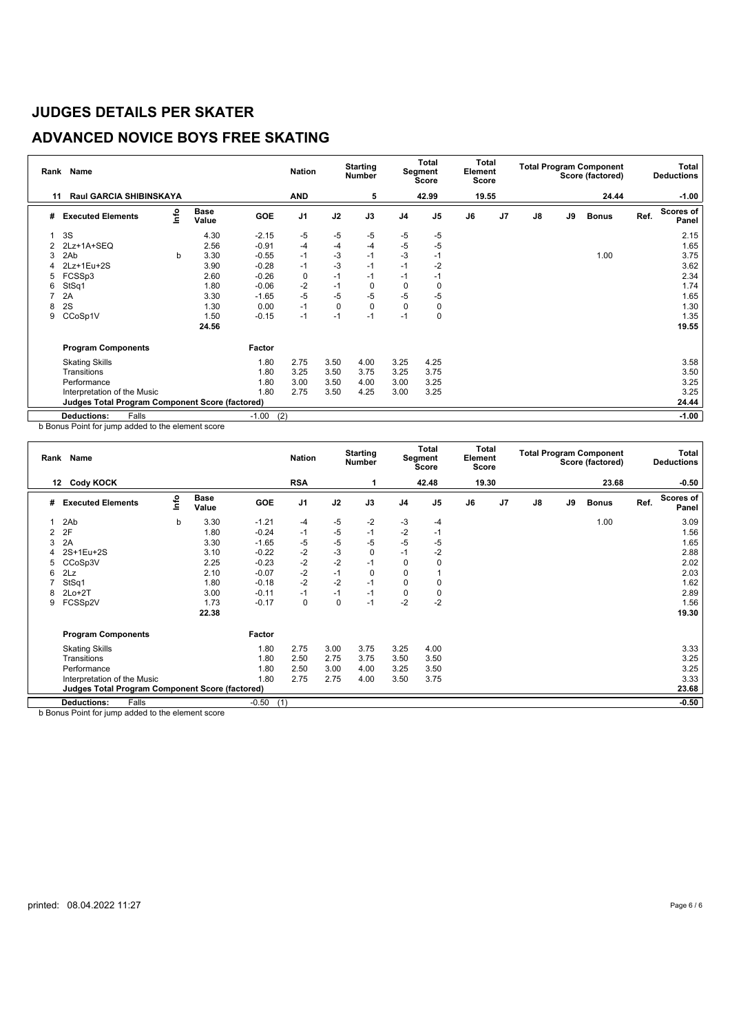# JUDGES DETAILS PER SKATER

## ADVANCED NOVICE BOYS FREE SKATING

| Rank | Name | Nation | Starting Number | Total Segment Score | Total Element Score | Total Program Component Score (factored) | Total Deductions |
|---|---|---|---|---|---|---|---|
| 11 | Raul GARCIA SHIBINSKAYA | AND | 5 | 42.99 | 19.55 | 24.44 | -1.00 |

| # | Executed Elements | Info | Base Value | GOE | J1 | J2 | J3 | J4 | J5 | J6 | J7 | J8 | J9 | Bonus | Ref. | Scores of Panel |
|---|---|---|---|---|---|---|---|---|---|---|---|---|---|---|---|---|
| 1 | 3S | | 4.30 | -2.15 | -5 | -5 | -5 | -5 | -5 | | | | | | | 2.15 |
| 2 | 2Lz+1A+SEQ | | 2.56 | -0.91 | -4 | -4 | -4 | -5 | -5 | | | | | | | 1.65 |
| 3 | 2Ab | b | 3.30 | -0.55 | -1 | -3 | -1 | -3 | -1 | | | | | 1.00 | | 3.75 |
| 4 | 2Lz+1Eu+2S | | 3.90 | -0.28 | -1 | -3 | -1 | -1 | -2 | | | | | | | 3.62 |
| 5 | FCSSp3 | | 2.60 | -0.26 | 0 | -1 | -1 | -1 | -1 | | | | | | | 2.34 |
| 6 | StSq1 | | 1.80 | -0.06 | -2 | -1 | 0 | 0 | 0 | | | | | | | 1.74 |
| 7 | 2A | | 3.30 | -1.65 | -5 | -5 | -5 | -5 | -5 | | | | | | | 1.65 |
| 8 | 2S | | 1.30 | 0.00 | -1 | 0 | 0 | 0 | 0 | | | | | | | 1.30 |
| 9 | CCoSp1V | | 1.50 | -0.15 | -1 | -1 | -1 | -1 | 0 | | | | | | | 1.35 |
| | | | 24.56 | | | | | | | | | | | | | 19.55 |

| Program Components | Factor | J1 | J2 | J3 | J4 | J5 | J6 | J7 | J8 | J9 | Scores of Panel |
|---|---|---|---|---|---|---|---|---|---|---|---|
| Skating Skills | 1.80 | 2.75 | 3.50 | 4.00 | 3.25 | 4.25 | | | | | 3.58 |
| Transitions | 1.80 | 3.25 | 3.50 | 3.75 | 3.25 | 3.75 | | | | | 3.50 |
| Performance | 1.80 | 3.00 | 3.50 | 4.00 | 3.00 | 3.25 | | | | | 3.25 |
| Interpretation of the Music | 1.80 | 2.75 | 3.50 | 4.25 | 3.00 | 3.25 | | | | | 3.25 |
| **Judges Total Program Component Score (factored)** | | | | | | | | | | | 24.44 |
| **Deductions:** Falls | -1.00 (2) | | | | | | | | | | -1.00 |

b Bonus Point for jump added to the element score

| Rank | Name | Nation | Starting Number | Total Segment Score | Total Element Score | Total Program Component Score (factored) | Total Deductions |
|---|---|---|---|---|---|---|---|
| 12 | Cody KOCK | RSA | 1 | 42.48 | 19.30 | 23.68 | -0.50 |

| # | Executed Elements | Info | Base Value | GOE | J1 | J2 | J3 | J4 | J5 | J6 | J7 | J8 | J9 | Bonus | Ref. | Scores of Panel |
|---|---|---|---|---|---|---|---|---|---|---|---|---|---|---|---|---|
| 1 | 2Ab | b | 3.30 | -1.21 | -4 | -5 | -2 | -3 | -4 | | | | | 1.00 | | 3.09 |
| 2 | 2F | | 1.80 | -0.24 | -1 | -5 | -1 | -2 | -1 | | | | | | | 1.56 |
| 3 | 2A | | 3.30 | -1.65 | -5 | -5 | -5 | -5 | -5 | | | | | | | 1.65 |
| 4 | 2S+1Eu+2S | | 3.10 | -0.22 | -2 | -3 | 0 | -1 | -2 | | | | | | | 2.88 |
| 5 | CCoSp3V | | 2.25 | -0.23 | -2 | -2 | -1 | 0 | 0 | | | | | | | 2.02 |
| 6 | 2Lz | | 2.10 | -0.07 | -2 | -1 | 0 | 0 | 1 | | | | | | | 2.03 |
| 7 | StSq1 | | 1.80 | -0.18 | -2 | -2 | -1 | 0 | 0 | | | | | | | 1.62 |
| 8 | 2Lo+2T | | 3.00 | -0.11 | -1 | -1 | -1 | 0 | 0 | | | | | | | 2.89 |
| 9 | FCSSp2V | | 1.73 | -0.17 | 0 | 0 | -1 | -2 | -2 | | | | | | | 1.56 |
| | | | 22.38 | | | | | | | | | | | | | 19.30 |

| Program Components | Factor | J1 | J2 | J3 | J4 | J5 | J6 | J7 | J8 | J9 | Scores of Panel |
|---|---|---|---|---|---|---|---|---|---|---|---|
| Skating Skills | 1.80 | 2.75 | 3.00 | 3.75 | 3.25 | 4.00 | | | | | 3.33 |
| Transitions | 1.80 | 2.50 | 2.75 | 3.75 | 3.50 | 3.50 | | | | | 3.25 |
| Performance | 1.80 | 2.50 | 3.00 | 4.00 | 3.25 | 3.50 | | | | | 3.25 |
| Interpretation of the Music | 1.80 | 2.75 | 2.75 | 4.00 | 3.50 | 3.75 | | | | | 3.33 |
| **Judges Total Program Component Score (factored)** | | | | | | | | | | | 23.68 |
| **Deductions:** Falls | -0.50 (1) | | | | | | | | | | -0.50 |

b Bonus Point for jump added to the element score

printed: 08.04.2022 11:27